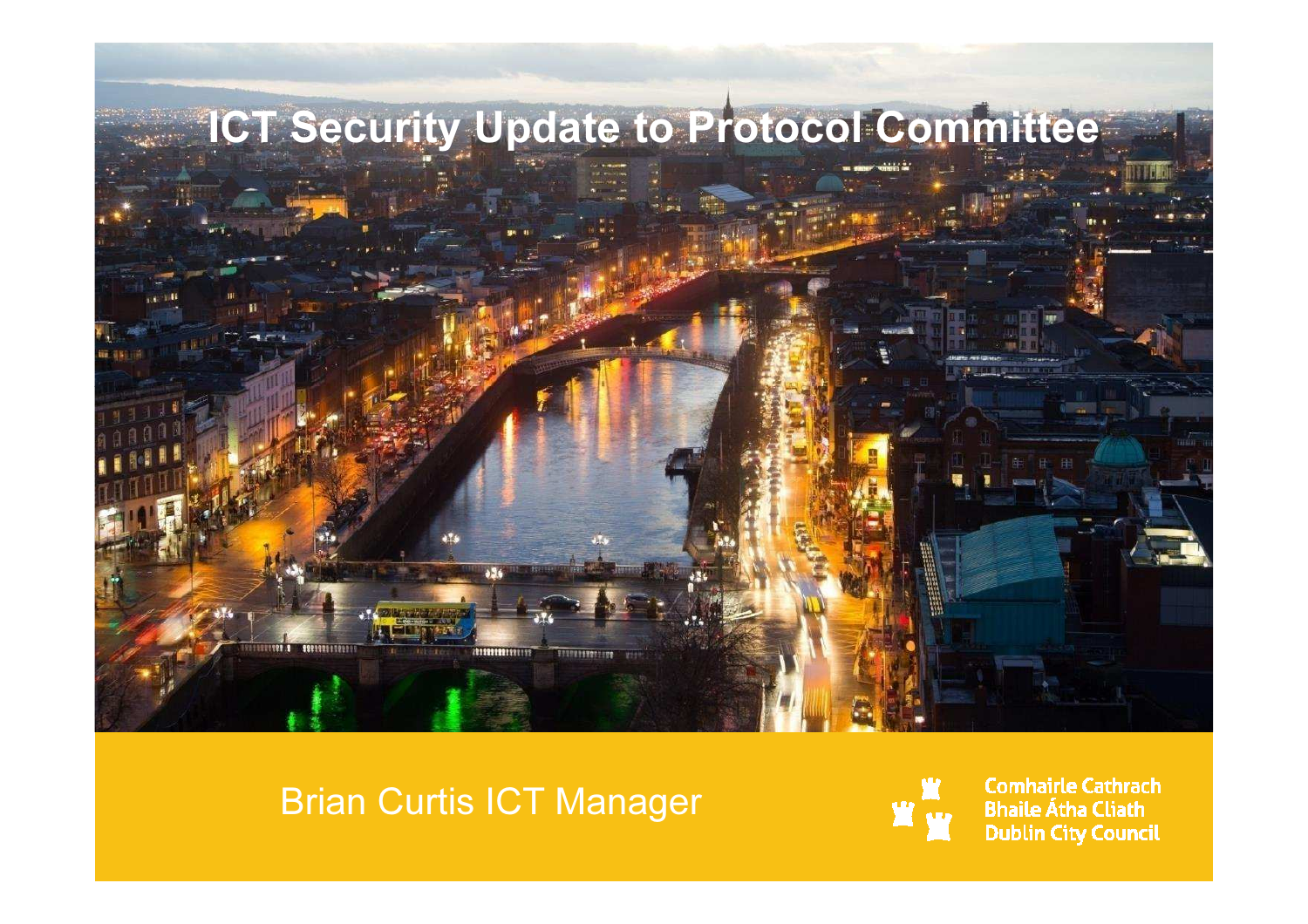# ICT Security Update to Protocol Committee

Brian Curtis ICT Manager

Comhairle Cathrach
Bhaile Átha Cliath
Dublin City Council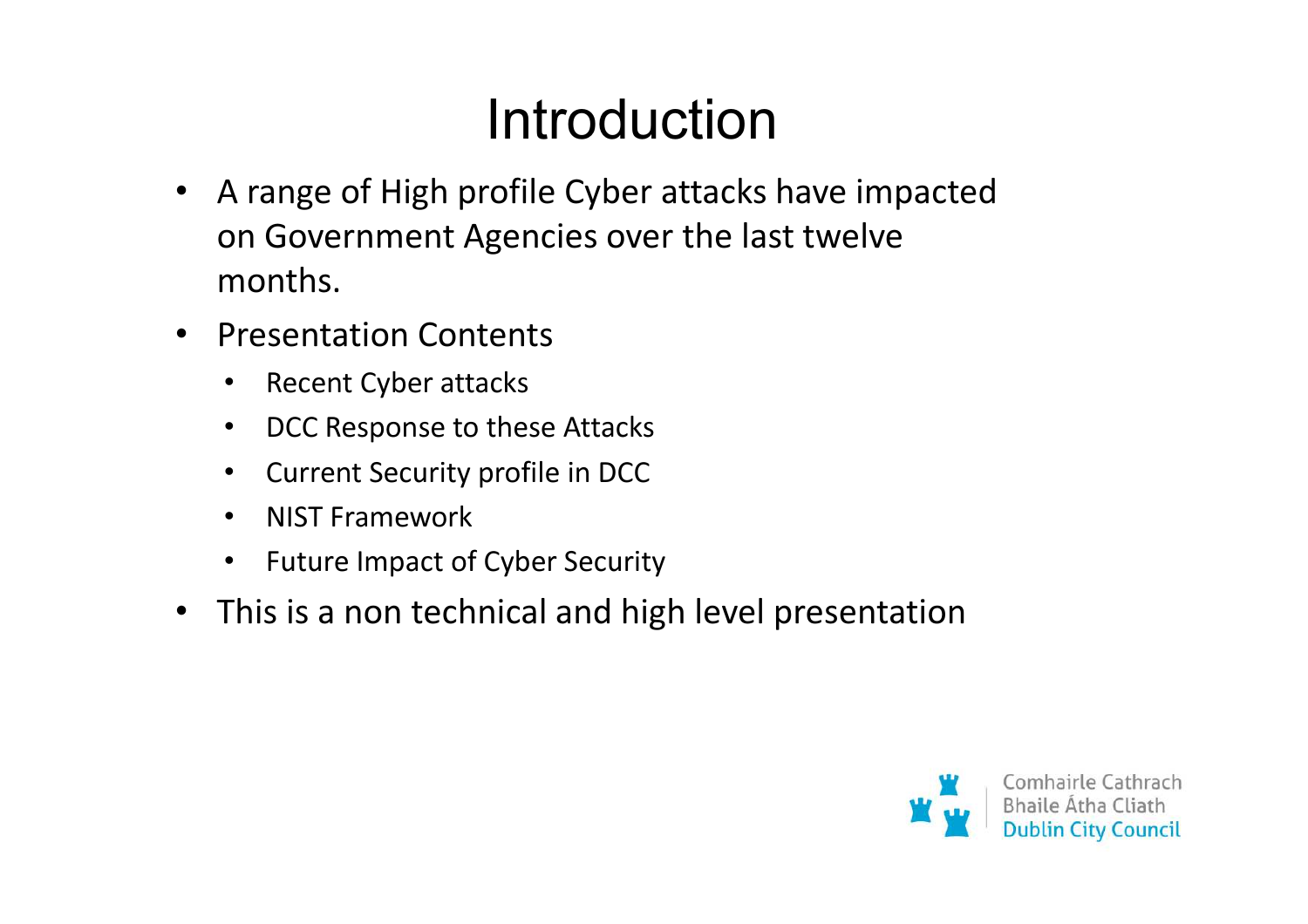# Introduction

- A range of High profile Cyber attacks have impacted on Government Agencies over the last twelve months.
- Presentation Contents
  - Recent Cyber attacks
  - DCC Response to these Attacks
  - Current Security profile in DCC
  - NIST Framework
  - Future Impact of Cyber Security
- This is a non technical and high level presentation

Comhairle Cathrach Bhaile Átha Cliath
Dublin City Council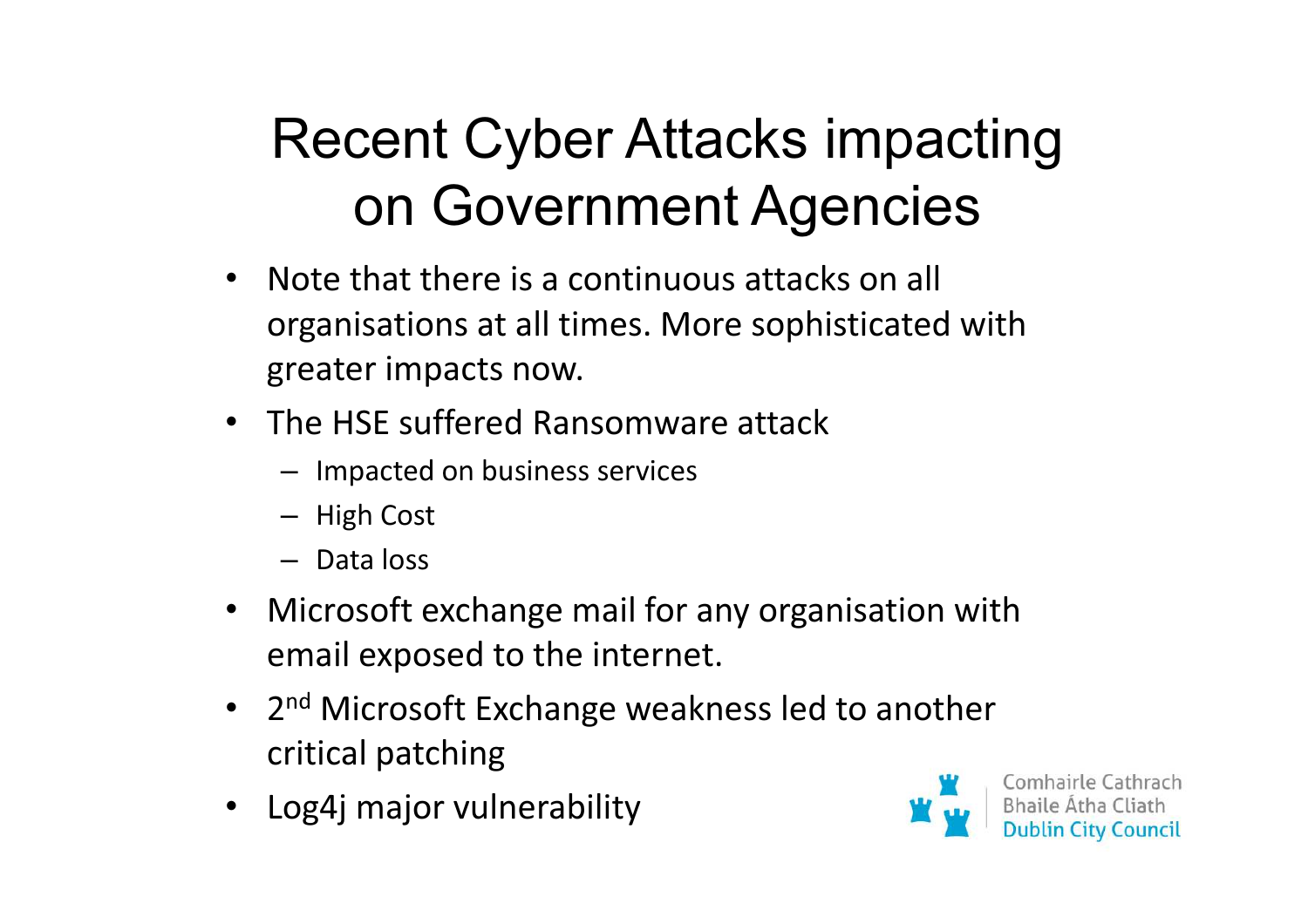# Recent Cyber Attacks impacting on Government Agencies

- Note that there is a continuous attacks on all organisations at all times. More sophisticated with greater impacts now.
- The HSE suffered Ransomware attack
  - Impacted on business services
  - High Cost
  - Data loss
- Microsoft exchange mail for any organisation with email exposed to the internet.
- 2nd Microsoft Exchange weakness led to another critical patching
- Log4j major vulnerability

Comhairle Cathrach Bhaile Átha Cliath
Dublin City Council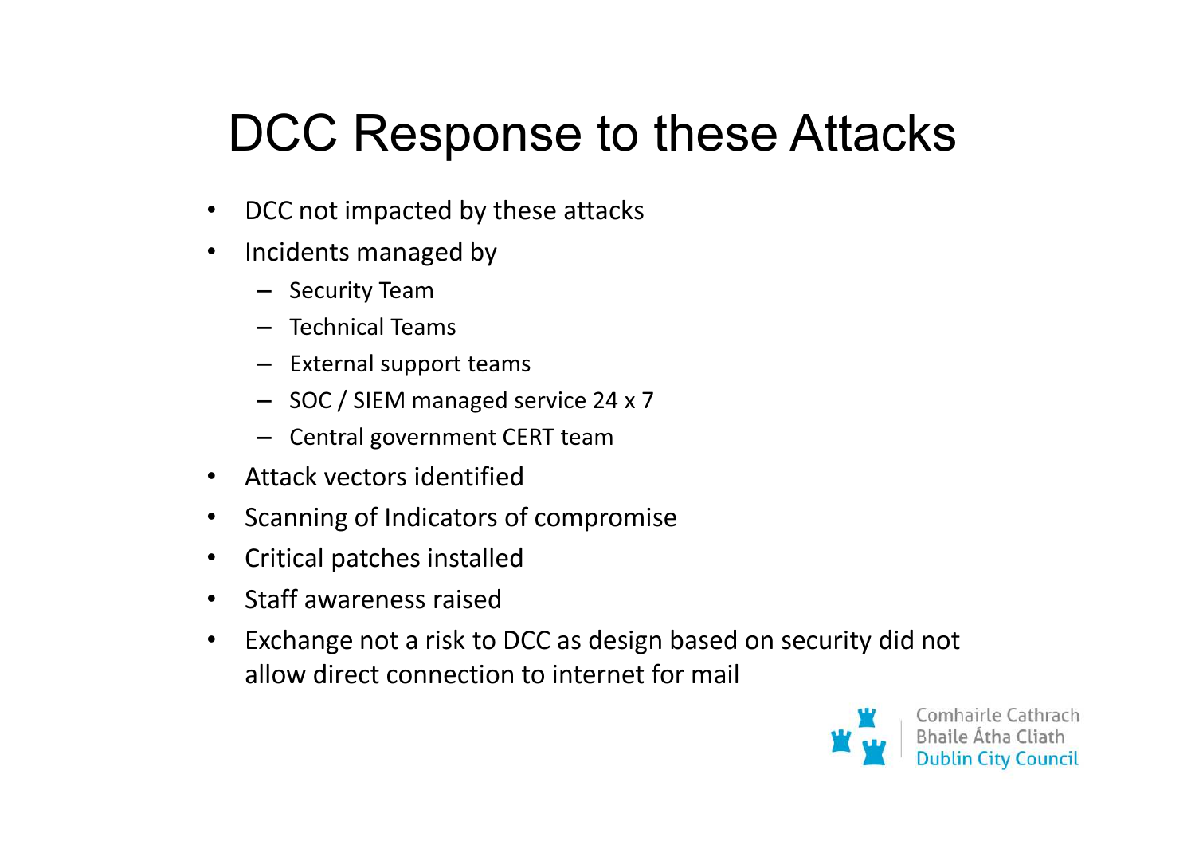# DCC Response to these Attacks

- DCC not impacted by these attacks
- Incidents managed by
  - Security Team
  - Technical Teams
  - External support teams
  - SOC / SIEM managed service 24 x 7
  - Central government CERT team
- Attack vectors identified
- Scanning of Indicators of compromise
- Critical patches installed
- Staff awareness raised
- Exchange not a risk to DCC as design based on security did not allow direct connection to internet for mail

Comhairle Cathrach Bhaile Átha Cliath
Dublin City Council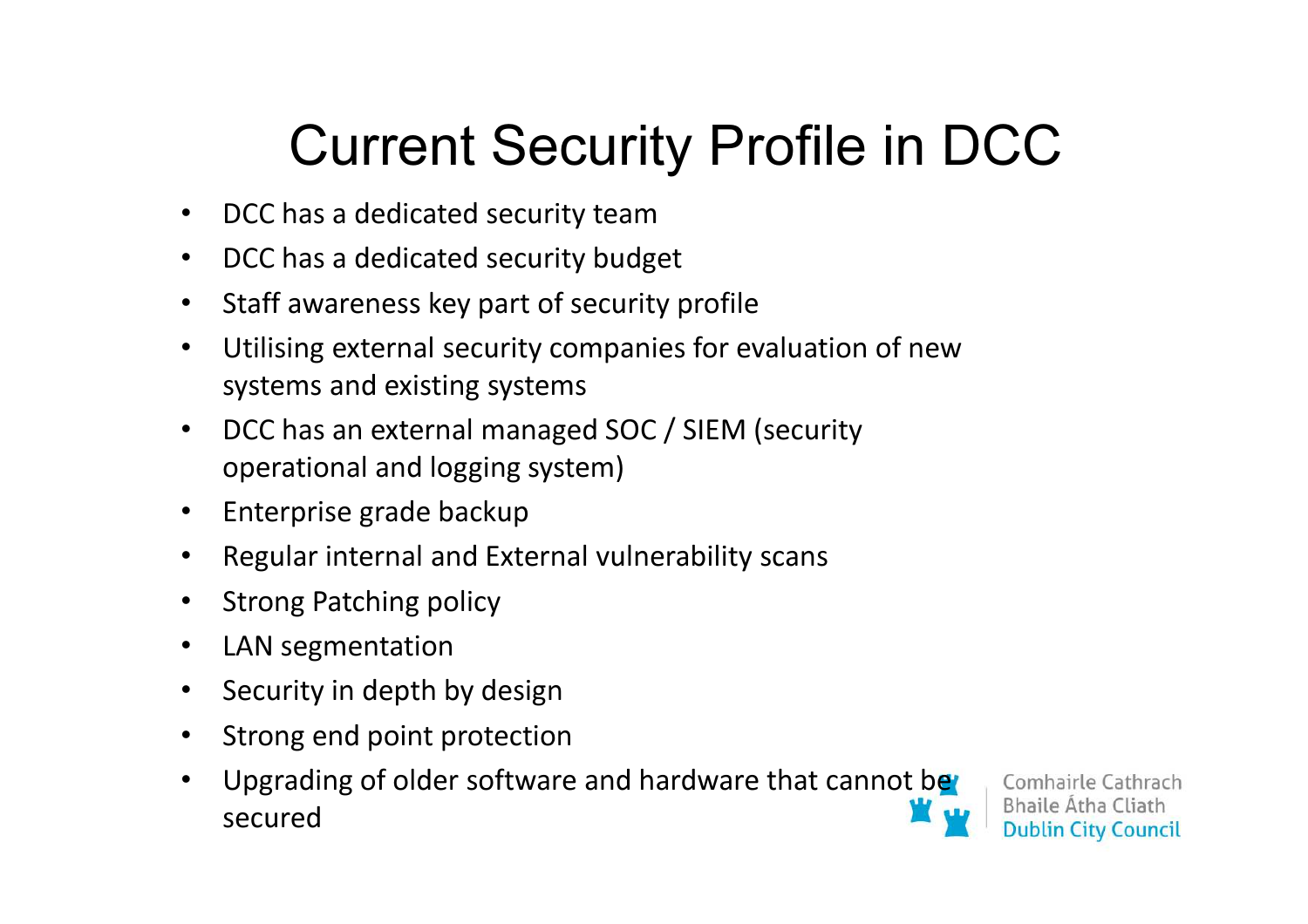# Current Security Profile in DCC

- DCC has a dedicated security team
- DCC has a dedicated security budget
- Staff awareness key part of security profile
- Utilising external security companies for evaluation of new systems and existing systems
- DCC has an external managed SOC / SIEM (security operational and logging system)
- Enterprise grade backup
- Regular internal and External vulnerability scans
- Strong Patching policy
- LAN segmentation
- Security in depth by design
- Strong end point protection
- Upgrading of older software and hardware that cannot be secured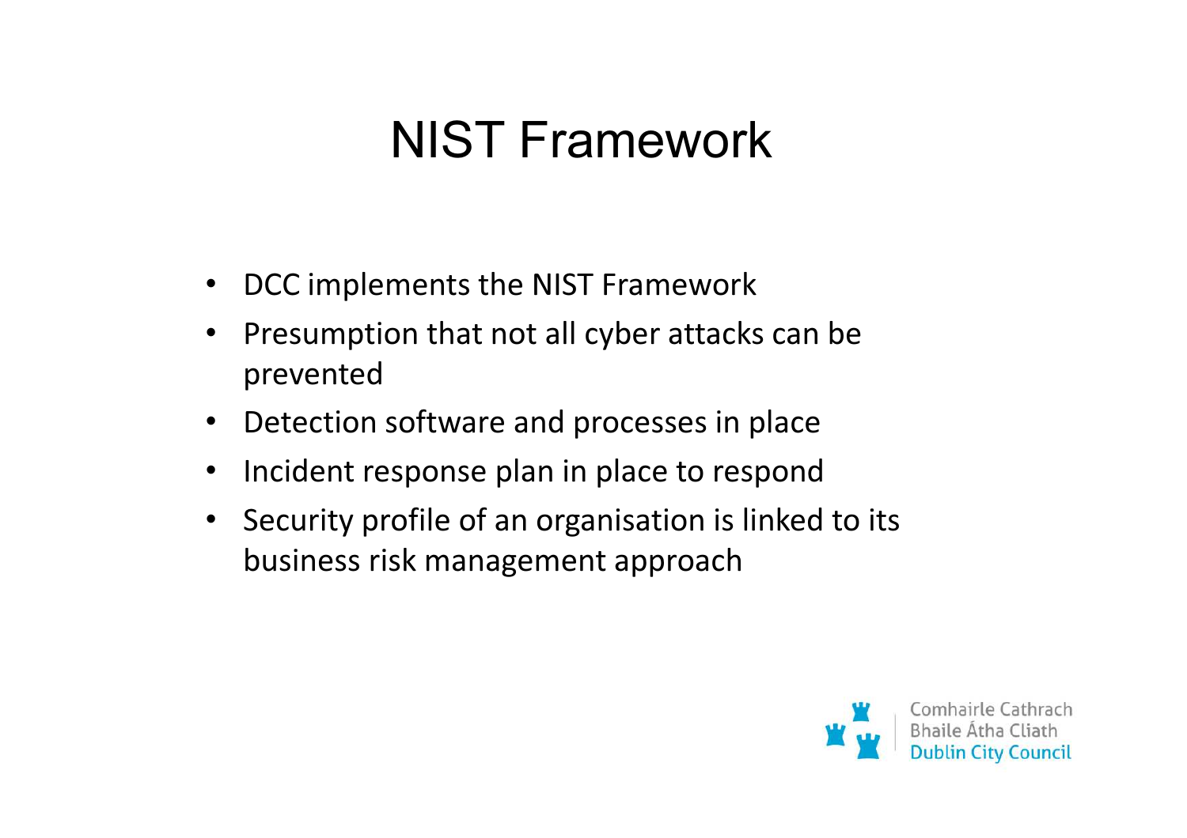# NIST Framework

- DCC implements the NIST Framework
- Presumption that not all cyber attacks can be prevented
- Detection software and processes in place
- Incident response plan in place to respond
- Security profile of an organisation is linked to its business risk management approach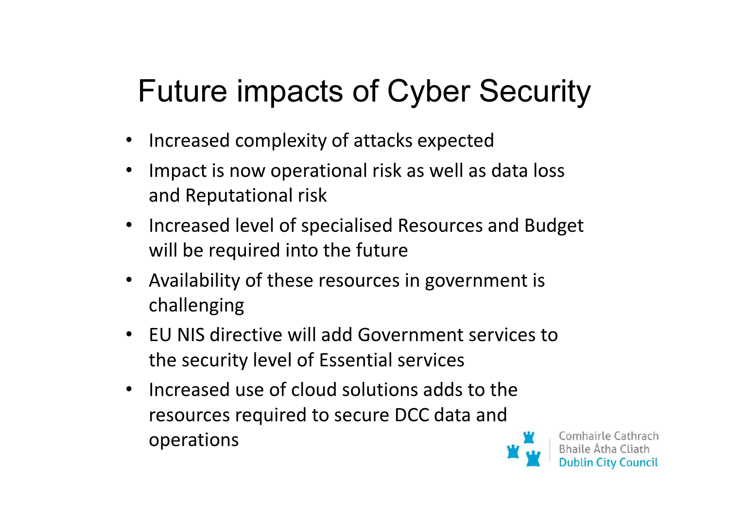# Future impacts of Cyber Security

- Increased complexity of attacks expected
- Impact is now operational risk as well as data loss and Reputational risk
- Increased level of specialised Resources and Budget will be required into the future
- Availability of these resources in government is challenging
- EU NIS directive will add Government services to the security level of Essential services
- Increased use of cloud solutions adds to the resources required to secure DCC data and operations

Comhairle Cathrach
Bhaile Átha Cliath
Dublin City Council